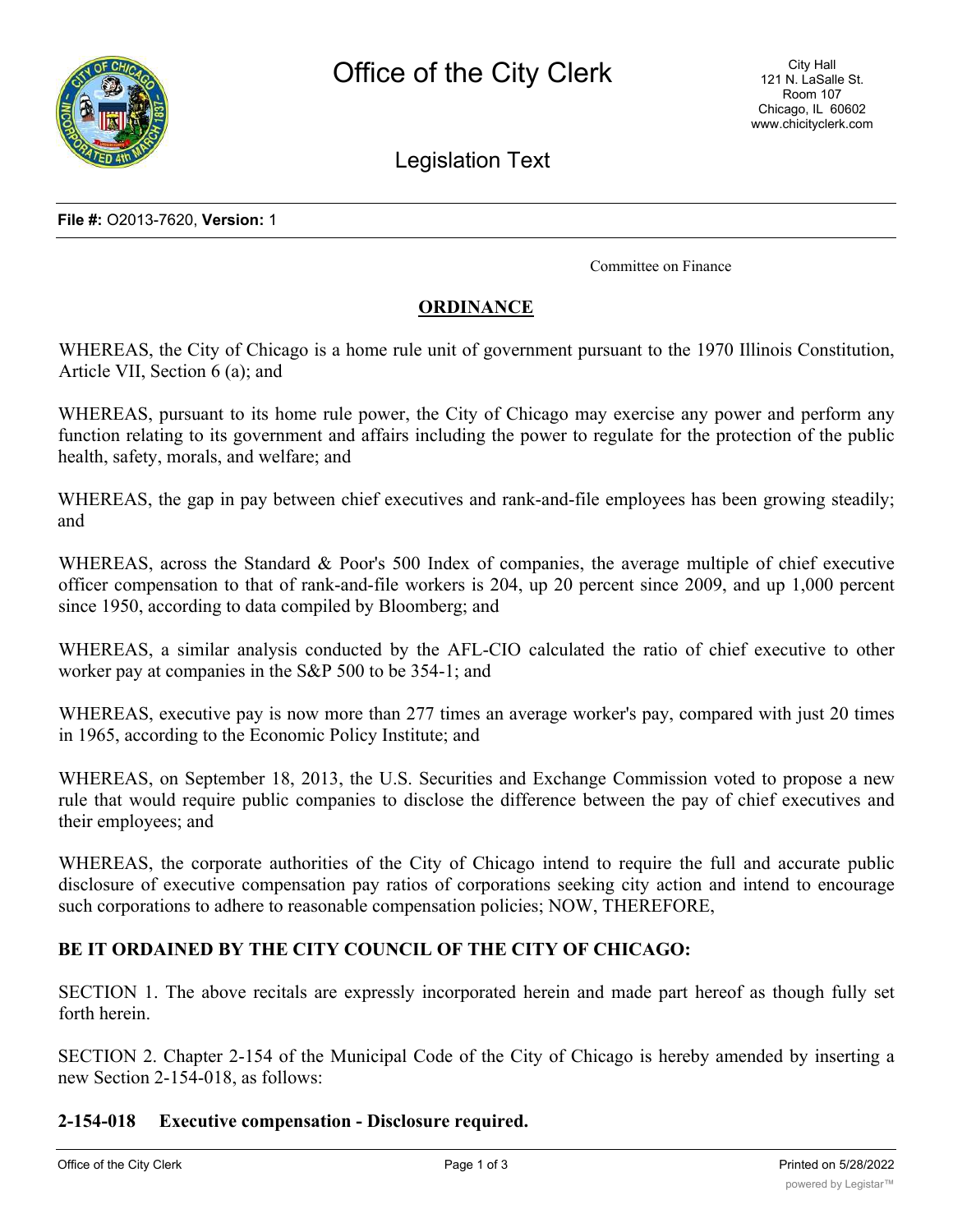**File #:** O2013-7620, **Version:** 1

Committee on Finance

## ORDINANCE

WHEREAS, the City of Chicago is a home rule unit of government pursuant to the 1970 Illinois Constitution, Article VII, Section 6 (a); and

WHEREAS, pursuant to its home rule power, the City of Chicago may exercise any power and perform any function relating to its government and affairs including the power to regulate for the protection of the public health, safety, morals, and welfare; and

WHEREAS, the gap in pay between chief executives and rank-and-file employees has been growing steadily; and

WHEREAS, across the Standard & Poor's 500 Index of companies, the average multiple of chief executive officer compensation to that of rank-and-file workers is 204, up 20 percent since 2009, and up 1,000 percent since 1950, according to data compiled by Bloomberg; and

WHEREAS, a similar analysis conducted by the AFL-CIO calculated the ratio of chief executive to other worker pay at companies in the S&P 500 to be 354-1; and

WHEREAS, executive pay is now more than 277 times an average worker's pay, compared with just 20 times in 1965, according to the Economic Policy Institute; and

WHEREAS, on September 18, 2013, the U.S. Securities and Exchange Commission voted to propose a new rule that would require public companies to disclose the difference between the pay of chief executives and their employees; and

WHEREAS, the corporate authorities of the City of Chicago intend to require the full and accurate public disclosure of executive compensation pay ratios of corporations seeking city action and intend to encourage such corporations to adhere to reasonable compensation policies; NOW, THEREFORE,

**BE IT ORDAINED BY THE CITY COUNCIL OF THE CITY OF CHICAGO:**

SECTION 1. The above recitals are expressly incorporated herein and made part hereof as though fully set forth herein.

SECTION 2. Chapter 2-154 of the Municipal Code of the City of Chicago is hereby amended by inserting a new Section 2-154-018, as follows:

**2-154-018 Executive compensation - Disclosure required.**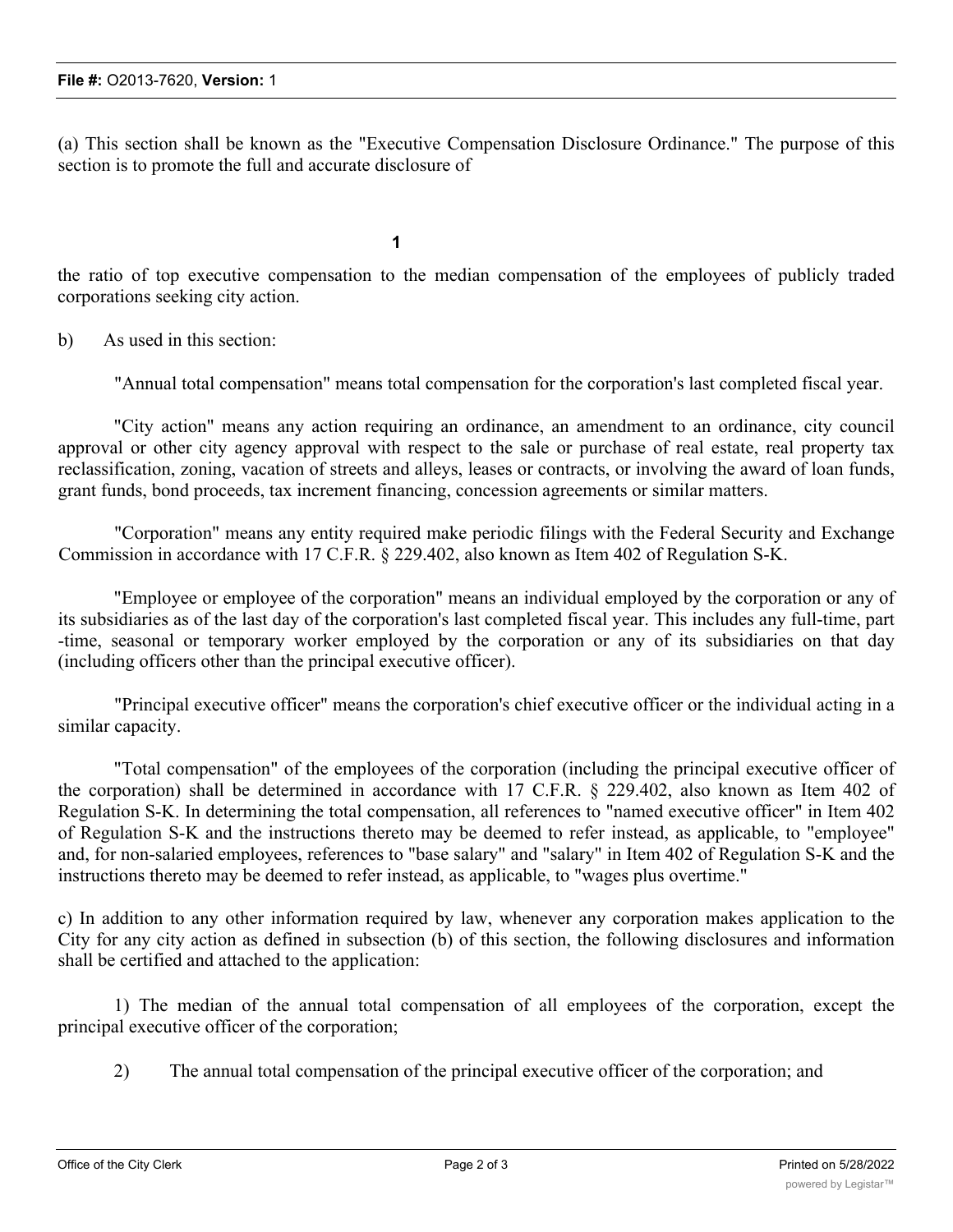(a) This section shall be known as the "Executive Compensation Disclosure Ordinance." The purpose of this section is to promote the full and accurate disclosure of

the ratio of top executive compensation to the median compensation of the employees of publicly traded corporations seeking city action.

b) As used in this section:

"Annual total compensation" means total compensation for the corporation's last completed fiscal year.

"City action" means any action requiring an ordinance, an amendment to an ordinance, city council approval or other city agency approval with respect to the sale or purchase of real estate, real property tax reclassification, zoning, vacation of streets and alleys, leases or contracts, or involving the award of loan funds, grant funds, bond proceeds, tax increment financing, concession agreements or similar matters.

"Corporation" means any entity required make periodic filings with the Federal Security and Exchange Commission in accordance with 17 C.F.R. § 229.402, also known as Item 402 of Regulation S-K.

"Employee or employee of the corporation" means an individual employed by the corporation or any of its subsidiaries as of the last day of the corporation's last completed fiscal year. This includes any full-time, part -time, seasonal or temporary worker employed by the corporation or any of its subsidiaries on that day (including officers other than the principal executive officer).

"Principal executive officer" means the corporation's chief executive officer or the individual acting in a similar capacity.

"Total compensation" of the employees of the corporation (including the principal executive officer of the corporation) shall be determined in accordance with 17 C.F.R. § 229.402, also known as Item 402 of Regulation S-K. In determining the total compensation, all references to "named executive officer" in Item 402 of Regulation S-K and the instructions thereto may be deemed to refer instead, as applicable, to "employee" and, for non-salaried employees, references to "base salary" and "salary" in Item 402 of Regulation S-K and the instructions thereto may be deemed to refer instead, as applicable, to "wages plus overtime."

c) In addition to any other information required by law, whenever any corporation makes application to the City for any city action as defined in subsection (b) of this section, the following disclosures and information shall be certified and attached to the application:

1) The median of the annual total compensation of all employees of the corporation, except the principal executive officer of the corporation;

2) The annual total compensation of the principal executive officer of the corporation; and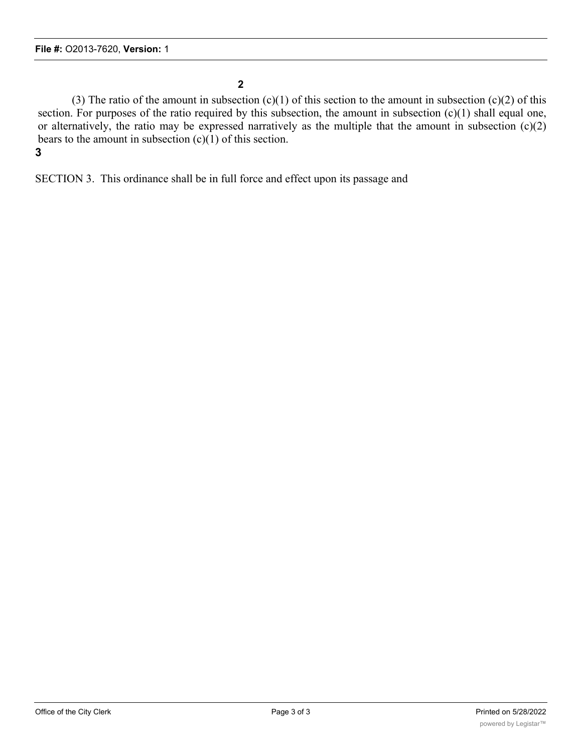**2**

(3) The ratio of the amount in subsection (c)(1) of this section to the amount in subsection (c)(2) of this section. For purposes of the ratio required by this subsection, the amount in subsection (c)(1) shall equal one, or alternatively, the ratio may be expressed narratively as the multiple that the amount in subsection (c)(2) bears to the amount in subsection (c)(1) of this section.

**3**

SECTION 3. This ordinance shall be in full force and effect upon its passage and